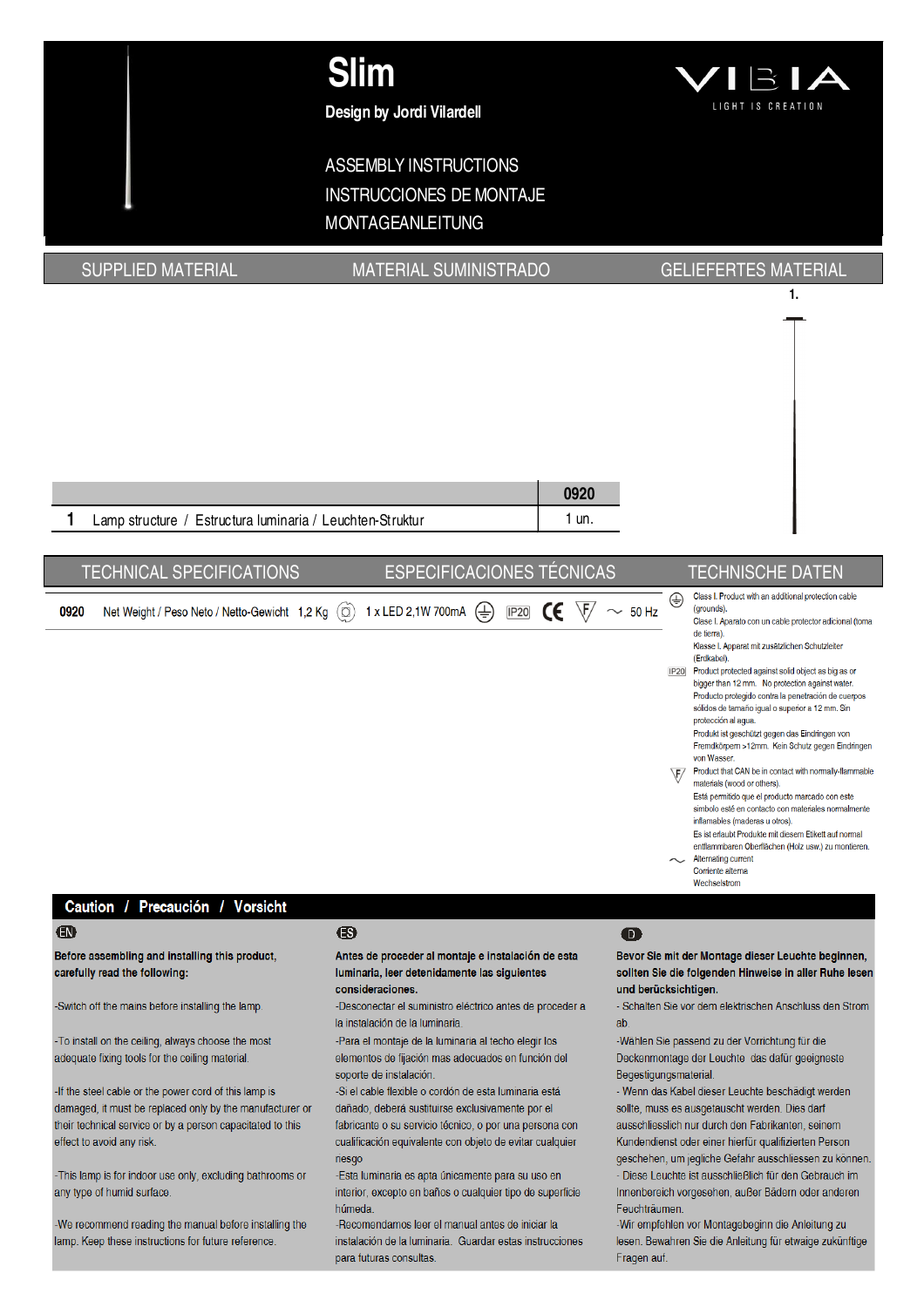# Slim

**Design by Jordi Vilardell**

VIBIA
LIGHT IS CREATION

ASSEMBLY INSTRUCTIONS
INSTRUCCIONES DE MONTAJE
MONTAGEANLEITUNG

## SUPPLIED MATERIAL / MATERIAL SUMINISTRADO / GELIEFERTES MATERIAL

1.

| | | 0920 |
|---|---|---|
| 1 | Lamp structure / Estructura luminaria / Leuchten-Struktur | 1 un. |

## TECHNICAL SPECIFICATIONS / ESPECIFICACIONES TÉCNICAS / TECHNISCHE DATEN

**0920** Net Weight / Peso Neto / Netto-Gewicht 1,2 Kg — 1 x LED 2,1W 700mA — IP20 — CE — F — ~ 50 Hz

Class I. Product with an additional protection cable (grounds).
Clase I. Aparato con un cable protector adicional (toma de tierra).
Klasse I. Apparat mit zusätzlichen Schutzleiter (Erdkabel).

IP20 Product protected against solid object as big as or bigger than 12 mm. No protection against water.
Producto protegido contra la penetración de cuerpos sólidos de tamaño igual o superior a 12 mm. Sin protección al agua.
Produkt ist geschützt gegen das Eindringen von Fremdkörpern >12mm. Kein Schutz gegen Eindringen von Wasser.

F Product that CAN be in contact with normally-flammable materials (wood or others).
Está permitido que el producto marcado con este simbolo esté en contacto con materiales normalmente inflamables (maderas u otros).
Es ist erlaubt Produkte mit diesem Etikett auf normal entflammbaren Oberflächen (Holz usw.) zu montieren.

~ Alternating current
Corriente alterna
Wechselstrom

## Caution / Precaución / Vorsicht

**EN**

**Before assembling and installing this product, carefully read the following:**

-Switch off the mains before installing the lamp.

-To install on the ceiling, always choose the most adequate fixing tools for the ceiling material.

-If the steel cable or the power cord of this lamp is damaged, it must be replaced only by the manufacturer or their technical service or by a person capacitated to this effect to avoid any risk.

-This lamp is for indoor use only, excluding bathrooms or any type of humid surface.

-We recommend reading the manual before installing the lamp. Keep these instructions for future reference.

**ES**

**Antes de proceder al montaje e instalación de esta luminaria, leer detenidamente las siguientes consideraciones.**

-Desconectar el suministro eléctrico antes de proceder a la instalación de la luminaria.

-Para el montaje de la luminaria al techo elegir los elementos de fijación mas adecuados en función del soporte de instalación.

-Si el cable flexible o cordón de esta luminaria está dañado, deberá sustituirse exclusivamente por el fabricante o su servicio técnico, o por una persona con cualificación equivalente con objeto de evitar cualquier riesgo.

-Esta luminaria es apta únicamente para su uso en interior, excepto en baños o cualquier tipo de superficie húmeda.

-Recomendamos leer el manual antes de iniciar la instalación de la luminaria. Guardar estas instrucciones para futuras consultas.

**D**

**Bevor Sie mit der Montage dieser Leuchte beginnen, sollten Sie die folgenden Hinweise in aller Ruhe lesen und berücksichtigen.**

- Schalten Sie vor dem elektrischen Anschluss den Strom ab.

-Wählen Sie passend zu der Vorrichtung fur die Deckenmontage der Leuchte das dafür geeigneste Begestigungsmaterial.

- Wenn das Kabel dieser Leuchte beschadigt werden sollte, muss es ausgetauscht werden. Dies darf ausschliesslich nur durch den Fabrikanten, seinem Kundendienst oder einer hierfür qualifizierten Person geschehen, um jegliche Gefahr ausschliessen zu können.

- Diese Leuchte ist ausschließlich für den Gebrauch im Innenbereich vorgesehen, außer Bädern oder anderen Feuchträumen.

-Wir empfehlen vor Montagebeginn die Anleitung zu lesen. Bewahren Sie die Anleitung für etwaige zukünftige Fragen auf.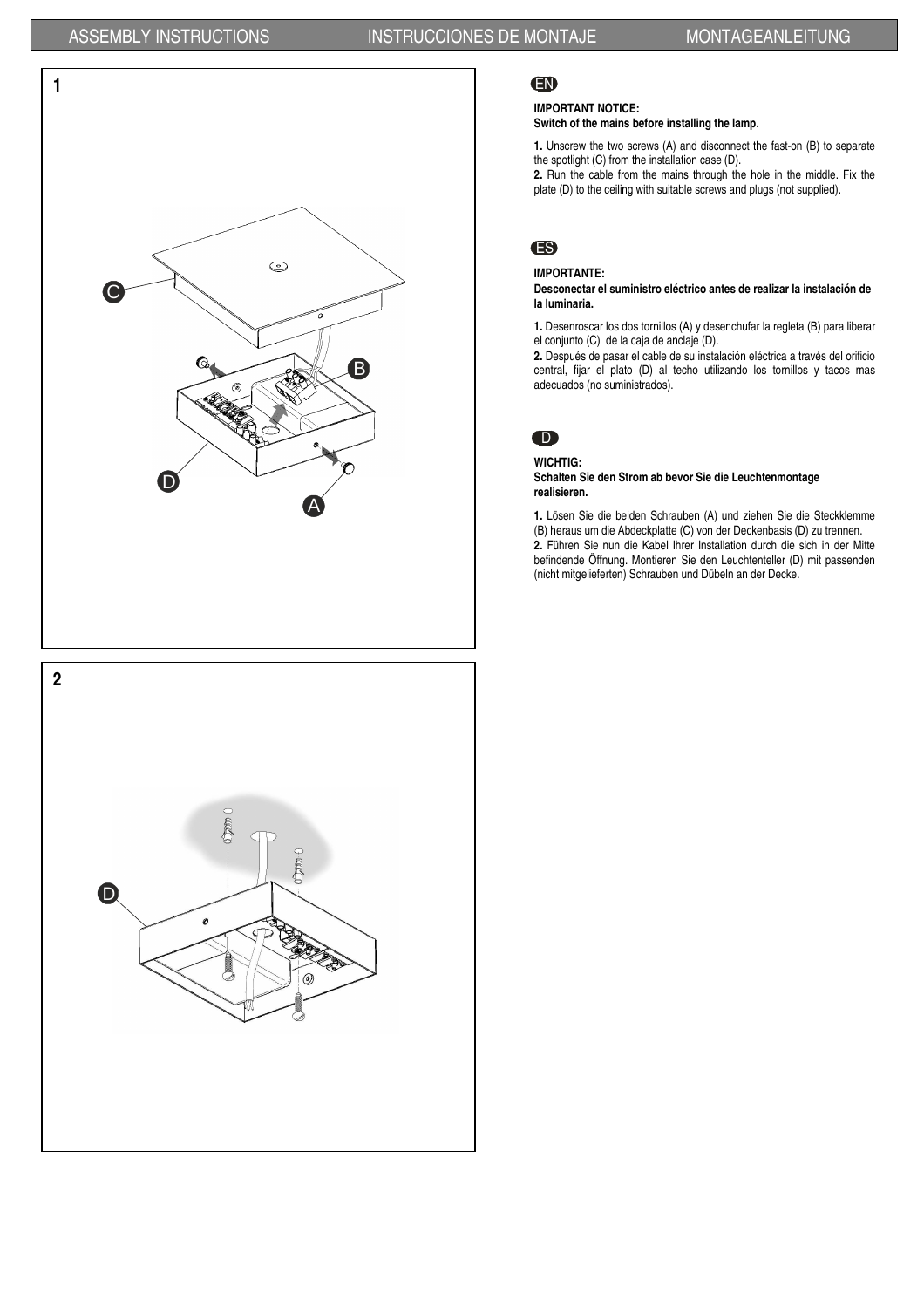ASSEMBLY INSTRUCTIONS | INSTRUCCIONES DE MONTAJE | MONTAGEANLEITUNG

**1**

**2**

## EN

**IMPORTANT NOTICE:**
**Switch of the mains before installing the lamp.**

**1.** Unscrew the two screws (A) and disconnect the fast-on (B) to separate the spotlight (C) from the installation case (D).

**2.** Run the cable from the mains through the hole in the middle. Fix the plate (D) to the ceiling with suitable screws and plugs (not supplied).

## ES

**IMPORTANTE:**
**Desconectar el suministro eléctrico antes de realizar la instalación de la luminaria.**

**1.** Desenroscar los dos tornillos (A) y desenchufar la regleta (B) para liberar el conjunto (C) de la caja de anclaje (D).

**2.** Después de pasar el cable de su instalación eléctrica a través del orificio central, fijar el plato (D) al techo utilizando los tornillos y tacos mas adecuados (no suministrados).

## D

**WICHTIG:**
**Schalten Sie den Strom ab bevor Sie die Leuchtenmontage realisieren.**

**1.** Lösen Sie die beiden Schrauben (A) und ziehen Sie die Steckklemme (B) heraus um die Abdeckplatte (C) von der Deckenbasis (D) zu trennen.

**2.** Führen Sie nun die Kabel Ihrer Installation durch die sich in der Mitte befindende Öffnung. Montieren Sie den Leuchtenteller (D) mit passenden (nicht mitgelieferten) Schrauben und Dübeln an der Decke.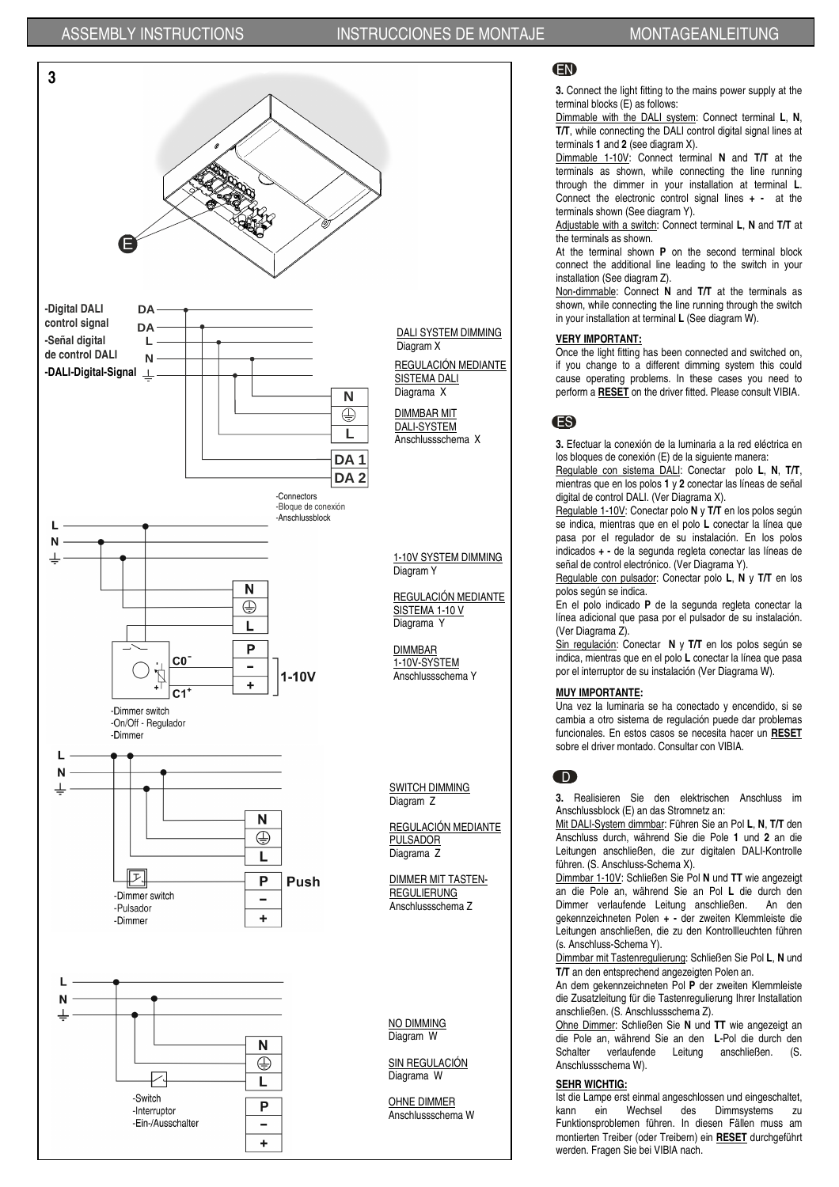ASSEMBLY INSTRUCTIONS — INSTRUCCIONES DE MONTAJE — MONTAGEANLEITUNG

**3**

E

-Digital DALI control signal
-Señal digital de control DALI
-DALI-Digital-Signal

DA DA L N

N L DA 1 DA 2

-Connectors
-Bloque de conexión
-Anschlussblock

DALI SYSTEM DIMMING
Diagram X

REGULACIÓN MEDIANTE SISTEMA DALI
Diagrama X

DIMMBAR MIT DALI-SYSTEM
Anschlussschema X

L N

N L P – + 1-10V

C0⁻ C1⁺

-Dimmer switch
-On/Off - Regulador
-Dimmer

1-10V SYSTEM DIMMING
Diagram Y

REGULACIÓN MEDIANTE SISTEMA 1-10 V
Diagrama Y

DIMMBAR 1-10V-SYSTEM
Anschlussschema Y

L N

N L P Push – +

-Dimmer switch
-Pulsador
-Dimmer

SWITCH DIMMING
Diagram Z

REGULACIÓN MEDIANTE PULSADOR
Diagrama Z

DIMMER MIT TASTEN-REGULIERUNG
Anschlussschema Z

L N

N L P – +

-Switch
-Interruptor
-Ein-/Ausschalter

NO DIMMING
Diagram W

SIN REGULACIÓN
Diagrama W

OHNE DIMMER
Anschlussschema W

## EN

**3.** Connect the light fitting to the mains power supply at the terminal blocks (E) as follows:

Dimmable with the DALI system: Connect terminal **L**, **N**, **T/T**, while connecting the DALI control digital signal lines at terminals **1** and **2** (see diagram X).

Dimmable 1-10V: Connect terminal **N** and **T/T** at the terminals as shown, while connecting the line running through the dimmer in your installation at terminal **L**. Connect the electronic control signal lines **+ -** at the terminals shown (See diagram Y).

Adjustable with a switch: Connect terminal **L**, **N** and **T/T** at the terminals as shown.

At the terminal shown **P** on the second terminal block connect the additional line leading to the switch in your installation (See diagram Z).

Non-dimmable: Connect **N** and **T/T** at the terminals as shown, while connecting the line running through the switch in your installation at terminal **L** (See diagram W).

**VERY IMPORTANT:**

Once the light fitting has been connected and switched on, if you change to a different dimming system this could cause operating problems. In these cases you need to perform a **RESET** on the driver fitted. Please consult VIBIA.

## ES

**3.** Efectuar la conexión de la luminaria a la red eléctrica en los bloques de conexión (E) de la siguiente manera:

Regulable con sistema DALI: Conectar polo **L**, **N**, **T/T**, mientras que en los polos **1** y **2** conectar las líneas de señal digital de control DALI. (Ver Diagrama X).

Regulable 1-10V: Conectar polo **N** y **T/T** en los polos según se indica, mientras que en el polo **L** conectar la línea que pasa por el regulador de su instalación. En los polos indicados **+ -** de la segunda regleta conectar las líneas de señal de control electrónico. (Ver Diagrama Y).

Regulable con pulsador: Conectar polo **L**, **N** y **T/T** en los polos según se indica.

En el polo indicado **P** de la segunda regleta conectar la línea adicional que pasa por el pulsador de su instalación. (Ver Diagrama Z).

Sin regulación: Conectar **N** y **T/T** en los polos según se indica, mientras que en el polo **L** conectar la línea que pasa por el interruptor de su instalación (Ver Diagrama W).

**MUY IMPORTANTE:**

Una vez la luminaria se ha conectado y encendido, si se cambia a otro sistema de regulación puede dar problemas funcionales. En estos casos se necesita hacer un **RESET** sobre el driver montado. Consultar con VIBIA.

## D

**3.** Realisieren Sie den elektrischen Anschluss im Anschlussblock (E) an das Stromnetz an:

Mit DALI-System dimmbar: Führen Sie an Pol **L**, **N**, **T/T** den Anschluss durch, während Sie die Pole **1** und **2** an die Leitungen anschließen, die zur digitalen DALI-Kontrolle führen. (S. Anschluss-Schema X).

Dimmbar 1-10V: Schließen Sie Pol **N** und **TT** wie angezeigt an die Pole an, während Sie an Pol **L** die durch den Dimmer verlaufende Leitung anschließen. An den gekennzeichneten Polen **+ -** der zweiten Klemmleiste die Leitungen anschließen, die zu den Kontrollleuchten führen (s. Anschluss-Schema Y).

Dimmbar mit Tastenregulierung: Schließen Sie Pol **L**, **N** und **T/T** an den entsprechend angezeigten Polen an.

An dem gekennzeichneten Pol **P** der zweiten Klemmleiste die Zusatzleitung für die Tastenregulierung Ihrer Installation anschließen. (S. Anschlussschema Z).

Ohne Dimmer: Schließen Sie **N** und **TT** wie angezeigt an die Pole an, während Sie an den **L**-Pol die durch den Schalter verlaufende Leitung anschließen. (S. Anschlussschema W).

**SEHR WICHTIG:**

Ist die Lampe erst einmal angeschlossen und eingeschaltet, kann ein Wechsel des Dimmsystems zu Funktionsproblemen führen. In diesen Fällen muss am montierten Treiber (oder Treibern) ein **RESET** durchgeführt werden. Fragen Sie bei VIBIA nach.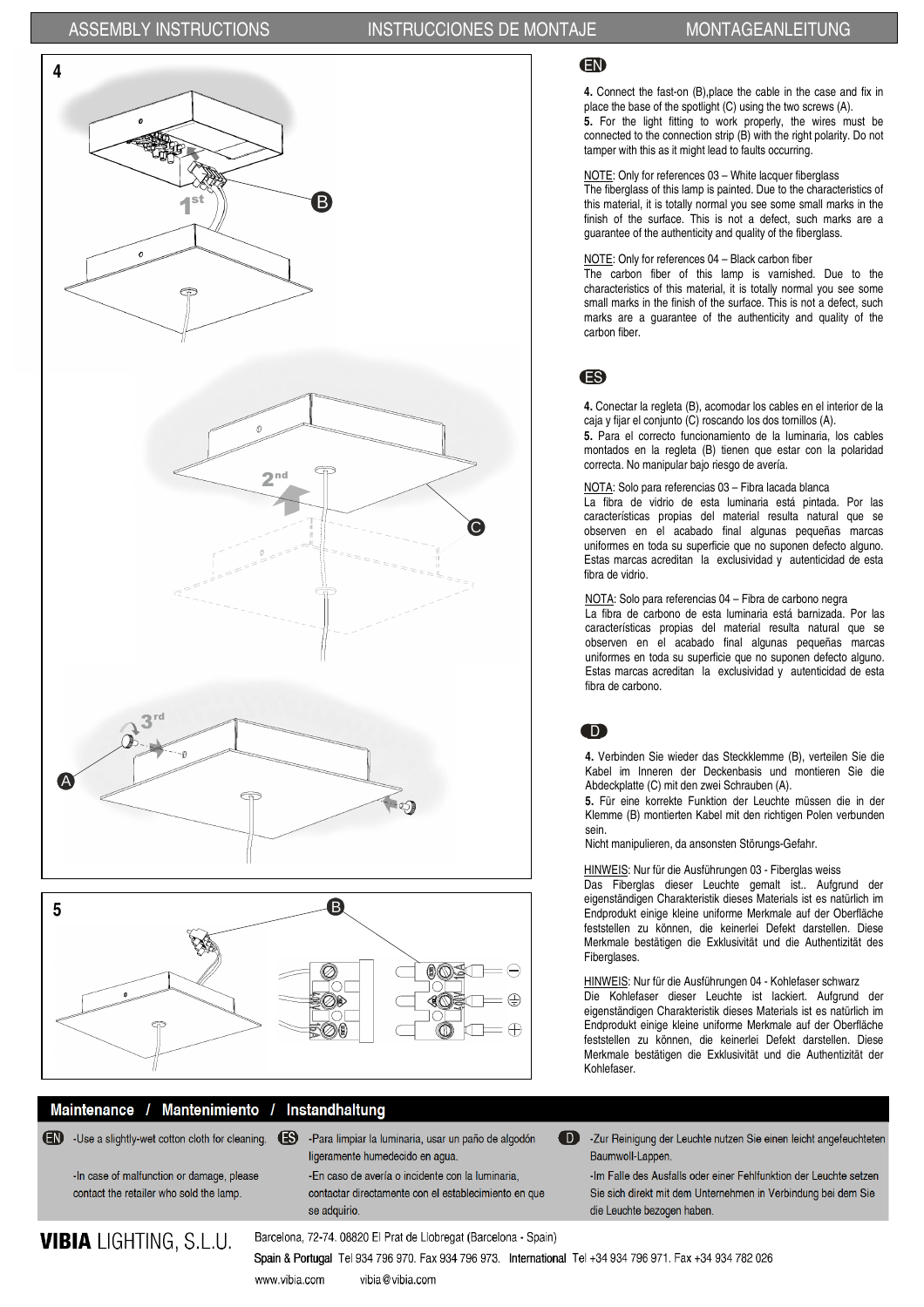ASSEMBLY INSTRUCTIONS — INSTRUCCIONES DE MONTAJE — MONTAGEANLEITUNG

4

1st

B

2nd

C

3rd

A

5

B

## EN

**4.** Connect the fast-on (B),place the cable in the case and fix in place the base of the spotlight (C) using the two screws (A).
**5.** For the light fitting to work properly, the wires must be connected to the connection strip (B) with the right polarity. Do not tamper with this as it might lead to faults occurring.

NOTE: Only for references 03 – White lacquer fiberglass
The fiberglass of this lamp is painted. Due to the characteristics of this material, it is totally normal you see some small marks in the finish of the surface. This is not a defect, such marks are a guarantee of the authenticity and quality of the fiberglass.

NOTE: Only for references 04 – Black carbon fiber
The carbon fiber of this lamp is varnished. Due to the characteristics of this material, it is totally normal you see some small marks in the finish of the surface. This is not a defect, such marks are a guarantee of the authenticity and quality of the carbon fiber.

## ES

**4.** Conectar la regleta (B), acomodar los cables en el interior de la caja y fijar el conjunto (C) roscando los dos tornillos (A).
**5.** Para el correcto funcionamiento de la luminaria, los cables montados en la regleta (B) tienen que estar con la polaridad correcta. No manipular bajo riesgo de avería.

NOTA: Solo para referencias 03 – Fibra lacada blanca
La fibra de vidrio de esta luminaria está pintada. Por las características propias del material resulta natural que se observen en el acabado final algunas pequeñas marcas uniformes en toda su superficie que no suponen defecto alguno. Estas marcas acreditan la exclusividad y autenticidad de esta fibra de vidrio.

NOTA: Solo para referencias 04 – Fibra de carbono negra
La fibra de carbono de esta luminaria está barnizada. Por las características propias del material resulta natural que se observen en el acabado final algunas pequeñas marcas uniformes en toda su superficie que no suponen defecto alguno. Estas marcas acreditan la exclusividad y autenticidad de esta fibra de carbono.

## D

**4.** Verbinden Sie wieder das Steckklemme (B), verteilen Sie die Kabel im Inneren der Deckenbasis und montieren Sie die Abdeckplatte (C) mit den zwei Schrauben (A).
**5.** Für eine korrekte Funktion der Leuchte müssen die in der Klemme (B) montierten Kabel mit den richtigen Polen verbunden sein.
Nicht manipulieren, da ansonsten Störungs-Gefahr.

HINWEIS: Nur für die Ausführungen 03 - Fiberglas weiss
Das Fiberglas dieser Leuchte gemalt ist.. Aufgrund der eigenständigen Charakteristik dieses Materials ist es natürlich im Endprodukt einige kleine uniforme Merkmale auf der Oberfläche feststellen zu können, die keinerlei Defekt darstellen. Diese Merkmale bestätigen die Exklusivität und die Authentizität des Fiberglases.

HINWEIS: Nur für die Ausführungen 04 - Kohlefaser schwarz
Die Kohlefaser dieser Leuchte ist lackiert. Aufgrund der eigenständigen Charakteristik dieses Materials ist es natürlich im Endprodukt einige kleine uniforme Merkmale auf der Oberfläche feststellen zu können, die keinerlei Defekt darstellen. Diese Merkmale bestätigen die Exklusivität und die Authentizität der Kohlefaser.

## Maintenance / Mantenimiento / Instandhaltung

**EN**
- Use a slightly-wet cotton cloth for cleaning.
- In case of malfunction or damage, please contact the retailer who sold the lamp.

**ES**
- Para limpiar la luminaria, usar un paño de algodón ligeramente humedecido en agua.
- En caso de avería o incidente con la luminaria, contactar directamente con el establecimiento en que se adquirió.

**D**
- Zur Reinigung der Leuchte nutzen Sie einen leicht angefeuchteten Baumwoll-Lappen.
- Im Falle des Ausfalls oder einer Fehlfunktion der Leuchte setzen Sie sich direkt mit dem Unternehmen in Verbindung bei dem Sie die Leuchte bezogen haben.

**VIBIA** LIGHTING, S.L.U.

Barcelona, 72-74. 08820 El Prat de Llobregat (Barcelona - Spain)
**Spain & Portugal** Tel 934 796 970. Fax 934 796 973. **International** Tel +34 934 796 971. Fax +34 934 782 026
www.vibia.com vibia@vibia.com